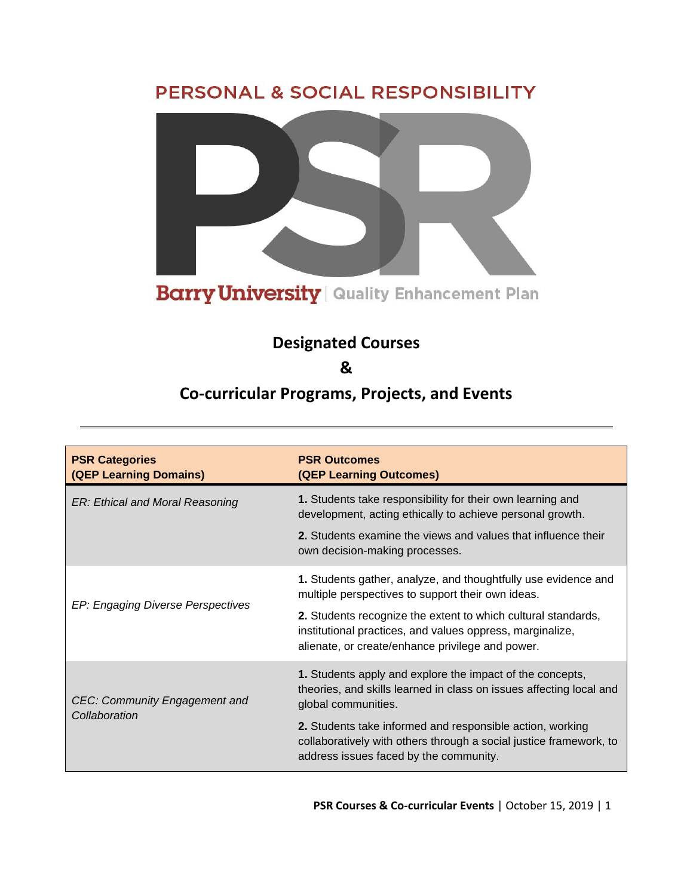PERSONAL & SOCIAL RESPONSIBILITY

PSR

Barry University | Quality Enhancement Plan

# Designated Courses

# &

# Co-curricular Programs, Projects, and Events

| **PSR Categories (QEP Learning Domains)** | **PSR Outcomes (QEP Learning Outcomes)** |
|---|---|
| *ER: Ethical and Moral Reasoning* | **1.** Students take responsibility for their own learning and development, acting ethically to achieve personal growth.<br>**2.** Students examine the views and values that influence their own decision-making processes. |
| *EP: Engaging Diverse Perspectives* | **1.** Students gather, analyze, and thoughtfully use evidence and multiple perspectives to support their own ideas.<br>**2.** Students recognize the extent to which cultural standards, institutional practices, and values oppress, marginalize, alienate, or create/enhance privilege and power. |
| *CEC: Community Engagement and Collaboration* | **1.** Students apply and explore the impact of the concepts, theories, and skills learned in class on issues affecting local and global communities.<br>**2.** Students take informed and responsible action, working collaboratively with others through a social justice framework, to address issues faced by the community. |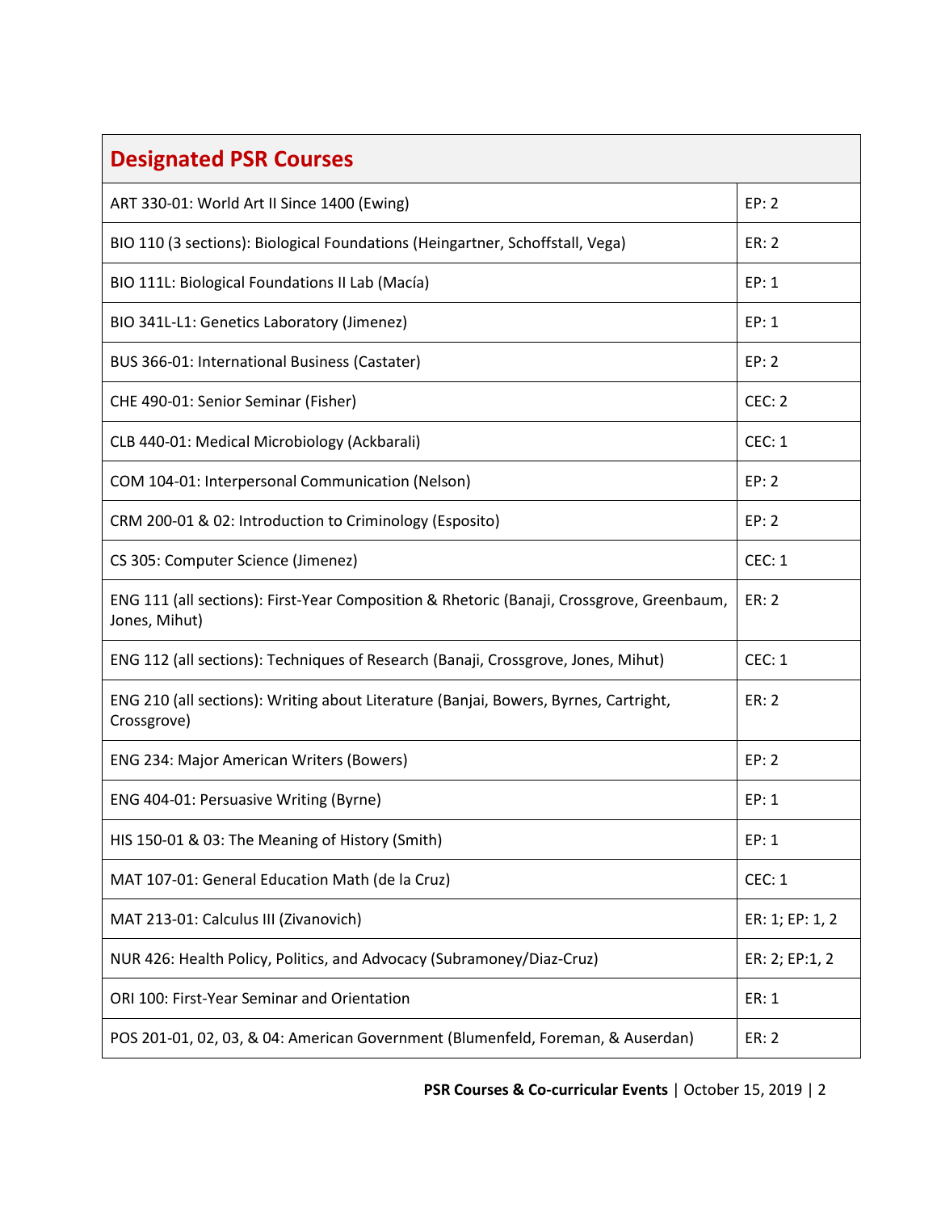| Designated PSR Courses | |
|---|---|
| ART 330-01: World Art II Since 1400 (Ewing) | EP: 2 |
| BIO 110 (3 sections): Biological Foundations (Heingartner, Schoffstall, Vega) | ER: 2 |
| BIO 111L: Biological Foundations II Lab (Macía) | EP: 1 |
| BIO 341L-L1: Genetics Laboratory (Jimenez) | EP: 1 |
| BUS 366-01: International Business (Castater) | EP: 2 |
| CHE 490-01: Senior Seminar (Fisher) | CEC: 2 |
| CLB 440-01: Medical Microbiology (Ackbarali) | CEC: 1 |
| COM 104-01: Interpersonal Communication (Nelson) | EP: 2 |
| CRM 200-01 & 02: Introduction to Criminology (Esposito) | EP: 2 |
| CS 305: Computer Science (Jimenez) | CEC: 1 |
| ENG 111 (all sections): First-Year Composition & Rhetoric (Banaji, Crossgrove, Greenbaum, Jones, Mihut) | ER: 2 |
| ENG 112 (all sections): Techniques of Research (Banaji, Crossgrove, Jones, Mihut) | CEC: 1 |
| ENG 210 (all sections): Writing about Literature (Banjai, Bowers, Byrnes, Cartright, Crossgrove) | ER: 2 |
| ENG 234: Major American Writers (Bowers) | EP: 2 |
| ENG 404-01: Persuasive Writing (Byrne) | EP: 1 |
| HIS 150-01 & 03: The Meaning of History (Smith) | EP: 1 |
| MAT 107-01: General Education Math (de la Cruz) | CEC: 1 |
| MAT 213-01: Calculus III (Zivanovich) | ER: 1; EP: 1, 2 |
| NUR 426: Health Policy, Politics, and Advocacy (Subramoney/Diaz-Cruz) | ER: 2; EP:1, 2 |
| ORI 100: First-Year Seminar and Orientation | ER: 1 |
| POS 201-01, 02, 03, & 04: American Government (Blumenfeld, Foreman, & Auserdan) | ER: 2 |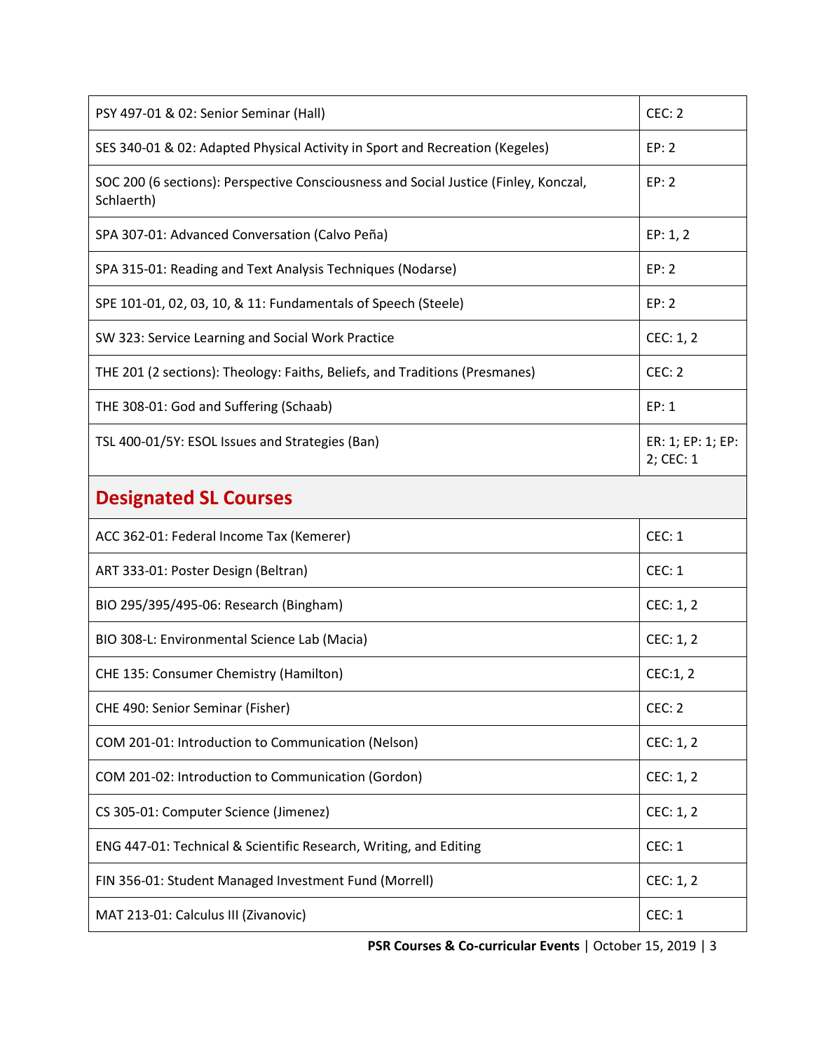| | |
|---|---|
| PSY 497-01 & 02: Senior Seminar (Hall) | CEC: 2 |
| SES 340-01 & 02: Adapted Physical Activity in Sport and Recreation (Kegeles) | EP: 2 |
| SOC 200 (6 sections): Perspective Consciousness and Social Justice (Finley, Konczal, Schlaerth) | EP: 2 |
| SPA 307-01: Advanced Conversation (Calvo Peña) | EP: 1, 2 |
| SPA 315-01: Reading and Text Analysis Techniques (Nodarse) | EP: 2 |
| SPE 101-01, 02, 03, 10, & 11: Fundamentals of Speech (Steele) | EP: 2 |
| SW 323: Service Learning and Social Work Practice | CEC: 1, 2 |
| THE 201 (2 sections): Theology: Faiths, Beliefs, and Traditions (Presmanes) | CEC: 2 |
| THE 308-01: God and Suffering (Schaab) | EP: 1 |
| TSL 400-01/5Y: ESOL Issues and Strategies (Ban) | ER: 1; EP: 1; EP: 2; CEC: 1 |

## Designated SL Courses

| | |
|---|---|
| ACC 362-01: Federal Income Tax (Kemerer) | CEC: 1 |
| ART 333-01: Poster Design (Beltran) | CEC: 1 |
| BIO 295/395/495-06: Research (Bingham) | CEC: 1, 2 |
| BIO 308-L: Environmental Science Lab (Macia) | CEC: 1, 2 |
| CHE 135: Consumer Chemistry (Hamilton) | CEC:1, 2 |
| CHE 490: Senior Seminar (Fisher) | CEC: 2 |
| COM 201-01: Introduction to Communication (Nelson) | CEC: 1, 2 |
| COM 201-02: Introduction to Communication (Gordon) | CEC: 1, 2 |
| CS 305-01: Computer Science (Jimenez) | CEC: 1, 2 |
| ENG 447-01: Technical & Scientific Research, Writing, and Editing | CEC: 1 |
| FIN 356-01: Student Managed Investment Fund (Morrell) | CEC: 1, 2 |
| MAT 213-01: Calculus III (Zivanovic) | CEC: 1 |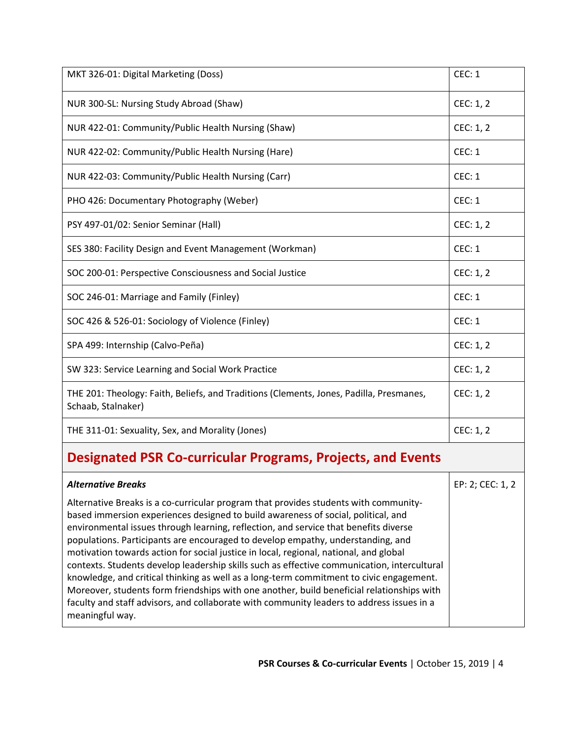| MKT 326-01: Digital Marketing (Doss) | CEC: 1 |
| --- | --- |
| NUR 300-SL: Nursing Study Abroad (Shaw) | CEC: 1, 2 |
| NUR 422-01: Community/Public Health Nursing (Shaw) | CEC: 1, 2 |
| NUR 422-02: Community/Public Health Nursing (Hare) | CEC: 1 |
| NUR 422-03: Community/Public Health Nursing (Carr) | CEC: 1 |
| PHO 426: Documentary Photography (Weber) | CEC: 1 |
| PSY 497-01/02: Senior Seminar (Hall) | CEC: 1, 2 |
| SES 380: Facility Design and Event Management (Workman) | CEC: 1 |
| SOC 200-01: Perspective Consciousness and Social Justice | CEC: 1, 2 |
| SOC 246-01: Marriage and Family (Finley) | CEC: 1 |
| SOC 426 & 526-01: Sociology of Violence (Finley) | CEC: 1 |
| SPA 499: Internship (Calvo-Peña) | CEC: 1, 2 |
| SW 323: Service Learning and Social Work Practice | CEC: 1, 2 |
| THE 201: Theology: Faith, Beliefs, and Traditions (Clements, Jones, Padilla, Presmanes, Schaab, Stalnaker) | CEC: 1, 2 |
| THE 311-01: Sexuality, Sex, and Morality (Jones) | CEC: 1, 2 |

## Designated PSR Co-curricular Programs, Projects, and Events

| ***Alternative Breaks***<br><br>Alternative Breaks is a co-curricular program that provides students with community-based immersion experiences designed to build awareness of social, political, and environmental issues through learning, reflection, and service that benefits diverse populations. Participants are encouraged to develop empathy, understanding, and motivation towards action for social justice in local, regional, national, and global contexts. Students develop leadership skills such as effective communication, intercultural knowledge, and critical thinking as well as a long-term commitment to civic engagement. Moreover, students form friendships with one another, build beneficial relationships with faculty and staff advisors, and collaborate with community leaders to address issues in a meaningful way. | EP: 2; CEC: 1, 2 |
| --- | --- |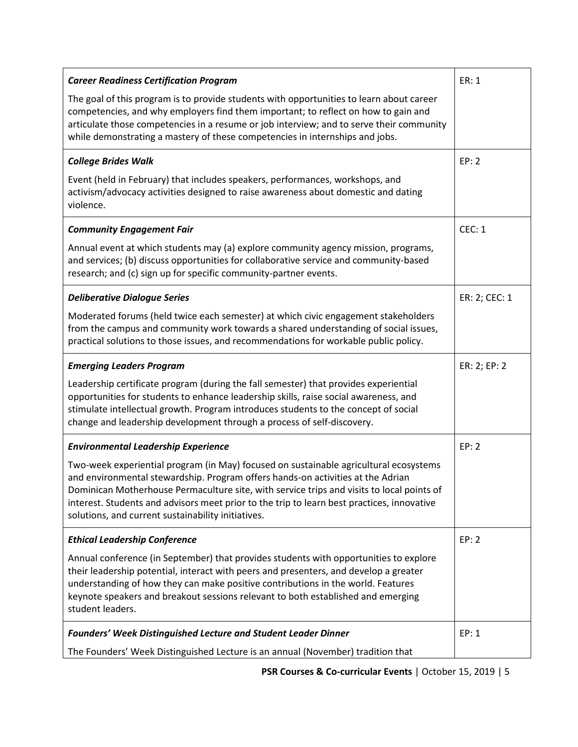| | |
|---|---|
| ***Career Readiness Certification Program***<br><br>The goal of this program is to provide students with opportunities to learn about career competencies, and why employers find them important; to reflect on how to gain and articulate those competencies in a resume or job interview; and to serve their community while demonstrating a mastery of these competencies in internships and jobs. | ER: 1 |
| ***College Brides Walk***<br><br>Event (held in February) that includes speakers, performances, workshops, and activism/advocacy activities designed to raise awareness about domestic and dating violence. | EP: 2 |
| ***Community Engagement Fair***<br><br>Annual event at which students may (a) explore community agency mission, programs, and services; (b) discuss opportunities for collaborative service and community-based research; and (c) sign up for specific community-partner events. | CEC: 1 |
| ***Deliberative Dialogue Series***<br><br>Moderated forums (held twice each semester) at which civic engagement stakeholders from the campus and community work towards a shared understanding of social issues, practical solutions to those issues, and recommendations for workable public policy. | ER: 2; CEC: 1 |
| ***Emerging Leaders Program***<br><br>Leadership certificate program (during the fall semester) that provides experiential opportunities for students to enhance leadership skills, raise social awareness, and stimulate intellectual growth. Program introduces students to the concept of social change and leadership development through a process of self-discovery. | ER: 2; EP: 2 |
| ***Environmental Leadership Experience***<br><br>Two-week experiential program (in May) focused on sustainable agricultural ecosystems and environmental stewardship. Program offers hands-on activities at the Adrian Dominican Motherhouse Permaculture site, with service trips and visits to local points of interest. Students and advisors meet prior to the trip to learn best practices, innovative solutions, and current sustainability initiatives. | EP: 2 |
| ***Ethical Leadership Conference***<br><br>Annual conference (in September) that provides students with opportunities to explore their leadership potential, interact with peers and presenters, and develop a greater understanding of how they can make positive contributions in the world. Features keynote speakers and breakout sessions relevant to both established and emerging student leaders. | EP: 2 |
| ***Founders' Week Distinguished Lecture and Student Leader Dinner***<br><br>The Founders' Week Distinguished Lecture is an annual (November) tradition that | EP: 1 |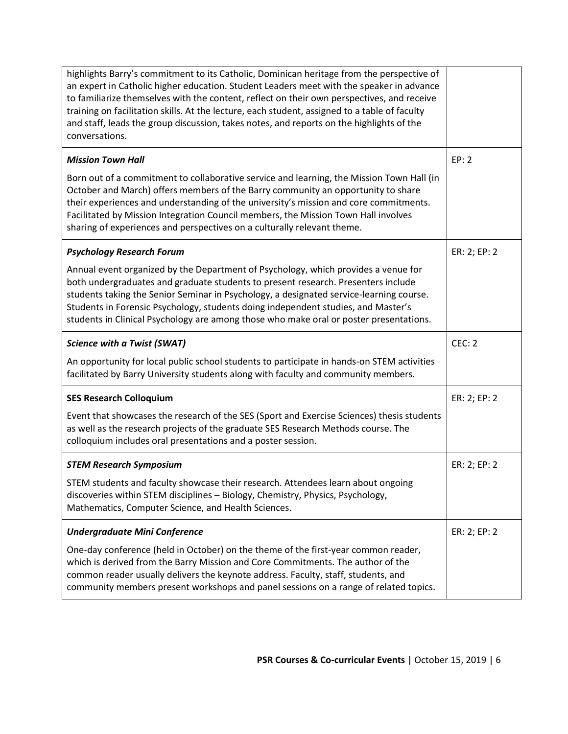| | |
|---|---|
| highlights Barry's commitment to its Catholic, Dominican heritage from the perspective of an expert in Catholic higher education. Student Leaders meet with the speaker in advance to familiarize themselves with the content, reflect on their own perspectives, and receive training on facilitation skills. At the lecture, each student, assigned to a table of faculty and staff, leads the group discussion, takes notes, and reports on the highlights of the conversations. | |
| ***Mission Town Hall***<br><br>Born out of a commitment to collaborative service and learning, the Mission Town Hall (in October and March) offers members of the Barry community an opportunity to share their experiences and understanding of the university's mission and core commitments. Facilitated by Mission Integration Council members, the Mission Town Hall involves sharing of experiences and perspectives on a culturally relevant theme. | EP: 2 |
| ***Psychology Research Forum***<br><br>Annual event organized by the Department of Psychology, which provides a venue for both undergraduates and graduate students to present research. Presenters include students taking the Senior Seminar in Psychology, a designated service-learning course. Students in Forensic Psychology, students doing independent studies, and Master's students in Clinical Psychology are among those who make oral or poster presentations. | ER: 2; EP: 2 |
| ***Science with a Twist (SWAT)***<br><br>An opportunity for local public school students to participate in hands-on STEM activities facilitated by Barry University students along with faculty and community members. | CEC: 2 |
| **SES Research Colloquium**<br><br>Event that showcases the research of the SES (Sport and Exercise Sciences) thesis students as well as the research projects of the graduate SES Research Methods course. The colloquium includes oral presentations and a poster session. | ER: 2; EP: 2 |
| ***STEM Research Symposium***<br><br>STEM students and faculty showcase their research. Attendees learn about ongoing discoveries within STEM disciplines – Biology, Chemistry, Physics, Psychology, Mathematics, Computer Science, and Health Sciences. | ER: 2; EP: 2 |
| ***Undergraduate Mini Conference***<br><br>One-day conference (held in October) on the theme of the first-year common reader, which is derived from the Barry Mission and Core Commitments. The author of the common reader usually delivers the keynote address. Faculty, staff, students, and community members present workshops and panel sessions on a range of related topics. | ER: 2; EP: 2 |